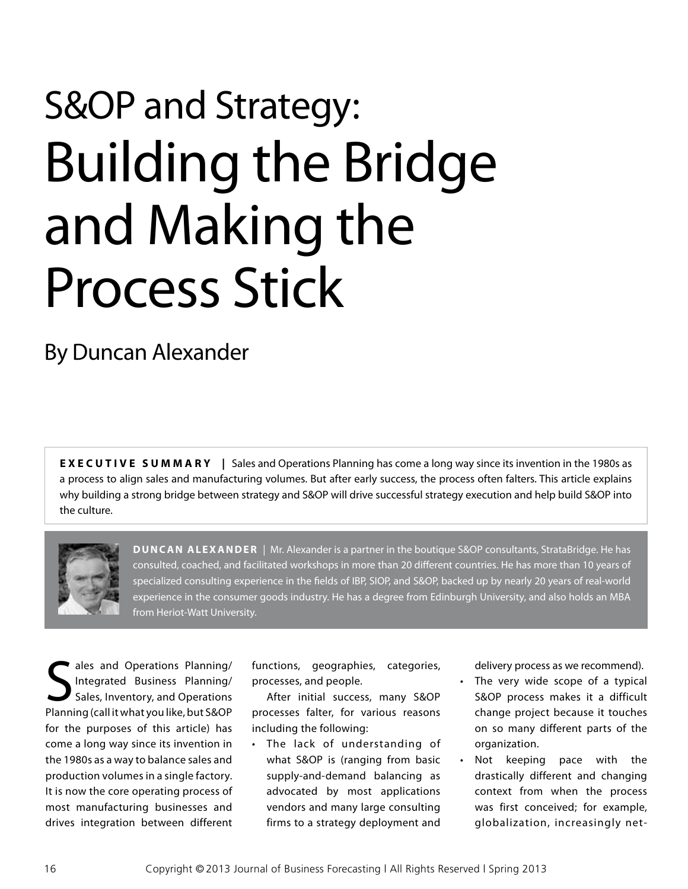# S&OP and Strategy: Building the Bridge and Making the Process Stick

## By Duncan Alexander

**EXECUTIVE SUMMARY |** Sales and Operations Planning has come a long way since its invention in the 1980s as a process to align sales and manufacturing volumes. But after early success, the process often falters. This article explains why building a strong bridge between strategy and S&OP will drive successful strategy execution and help build S&OP into the culture.

**DUNCAN ALEXANDER** | Mr. Alexander is a partner in the boutique S&OP consultants, StrataBridge. He has consulted, coached, and facilitated workshops in more than 20 different countries. He has more than 10 years of specialized consulting experience in the fields of IBP, SIOP, and S&OP, backed up by nearly 20 years of real-world experience in the consumer goods industry. He has a degree from Edinburgh University, and also holds an MBA from Heriot-Watt University.

Sales and Operations Planning/ Integrated Business Planning/ Sales, Inventory, and Operations Planning (call it what you like, but S&OP for the purposes of this article) has come a long way since its invention in the 1980s as a way to balance sales and production volumes in a single factory. It is now the core operating process of most manufacturing businesses and drives integration between different functions, geographies, categories, processes, and people.

After initial success, many S&OP processes falter, for various reasons including the following:

- The lack of understanding of what S&OP is (ranging from basic supply-and-demand balancing as advocated by most applications vendors and many large consulting firms to a strategy deployment and delivery process as we recommend).
- The very wide scope of a typical S&OP process makes it a difficult change project because it touches on so many different parts of the organization.
- Not keeping pace with the drastically different and changing context from when the process was first conceived; for example, globalization, increasingly net-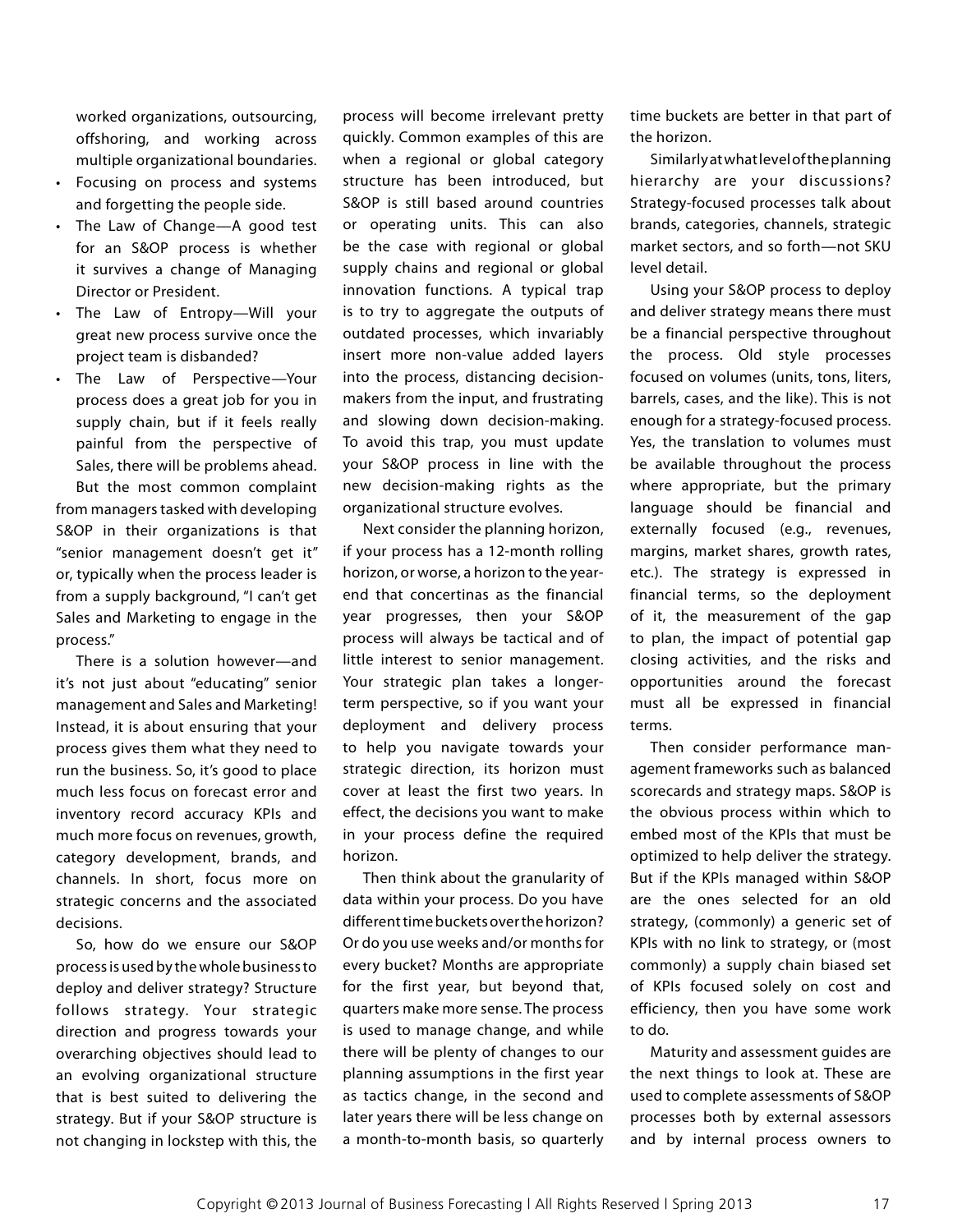worked organizations, outsourcing, offshoring, and working across multiple organizational boundaries.

- Focusing on process and systems and forgetting the people side.
- The Law of Change—A good test for an S&OP process is whether it survives a change of Managing Director or President.
- The Law of Entropy—Will your great new process survive once the project team is disbanded?
- The Law of Perspective—Your process does a great job for you in supply chain, but if it feels really painful from the perspective of Sales, there will be problems ahead.

But the most common complaint from managers tasked with developing S&OP in their organizations is that "senior management doesn't get it" or, typically when the process leader is from a supply background, "I can't get Sales and Marketing to engage in the process."

There is a solution however—and it's not just about "educating" senior management and Sales and Marketing! Instead, it is about ensuring that your process gives them what they need to run the business. So, it's good to place much less focus on forecast error and inventory record accuracy KPIs and much more focus on revenues, growth, category development, brands, and channels. In short, focus more on strategic concerns and the associated decisions.

So, how do we ensure our S&OP process is used by the whole business to deploy and deliver strategy? Structure follows strategy. Your strategic direction and progress towards your overarching objectives should lead to an evolving organizational structure that is best suited to delivering the strategy. But if your S&OP structure is not changing in lockstep with this, the process will become irrelevant pretty quickly. Common examples of this are when a regional or global category structure has been introduced, but S&OP is still based around countries or operating units. This can also be the case with regional or global supply chains and regional or global innovation functions. A typical trap is to try to aggregate the outputs of outdated processes, which invariably insert more non-value added layers into the process, distancing decision-makers from the input, and frustrating and slowing down decision-making. To avoid this trap, you must update your S&OP process in line with the new decision-making rights as the organizational structure evolves.

Next consider the planning horizon, if your process has a 12-month rolling horizon, or worse, a horizon to the year-end that concertinas as the financial year progresses, then your S&OP process will always be tactical and of little interest to senior management. Your strategic plan takes a longer-term perspective, so if you want your deployment and delivery process to help you navigate towards your strategic direction, its horizon must cover at least the first two years. In effect, the decisions you want to make in your process define the required horizon.

Then think about the granularity of data within your process. Do you have different time buckets over the horizon? Or do you use weeks and/or months for every bucket? Months are appropriate for the first year, but beyond that, quarters make more sense. The process is used to manage change, and while there will be plenty of changes to our planning assumptions in the first year as tactics change, in the second and later years there will be less change on a month-to-month basis, so quarterly time buckets are better in that part of the horizon.

Similarly at what level of the planning hierarchy are your discussions? Strategy-focused processes talk about brands, categories, channels, strategic market sectors, and so forth—not SKU level detail.

Using your S&OP process to deploy and deliver strategy means there must be a financial perspective throughout the process. Old style processes focused on volumes (units, tons, liters, barrels, cases, and the like). This is not enough for a strategy-focused process. Yes, the translation to volumes must be available throughout the process where appropriate, but the primary language should be financial and externally focused (e.g., revenues, margins, market shares, growth rates, etc.). The strategy is expressed in financial terms, so the deployment of it, the measurement of the gap to plan, the impact of potential gap closing activities, and the risks and opportunities around the forecast must all be expressed in financial terms.

Then consider performance management frameworks such as balanced scorecards and strategy maps. S&OP is the obvious process within which to embed most of the KPIs that must be optimized to help deliver the strategy. But if the KPIs managed within S&OP are the ones selected for an old strategy, (commonly) a generic set of KPIs with no link to strategy, or (most commonly) a supply chain biased set of KPIs focused solely on cost and efficiency, then you have some work to do.

Maturity and assessment guides are the next things to look at. These are used to complete assessments of S&OP processes both by external assessors and by internal process owners to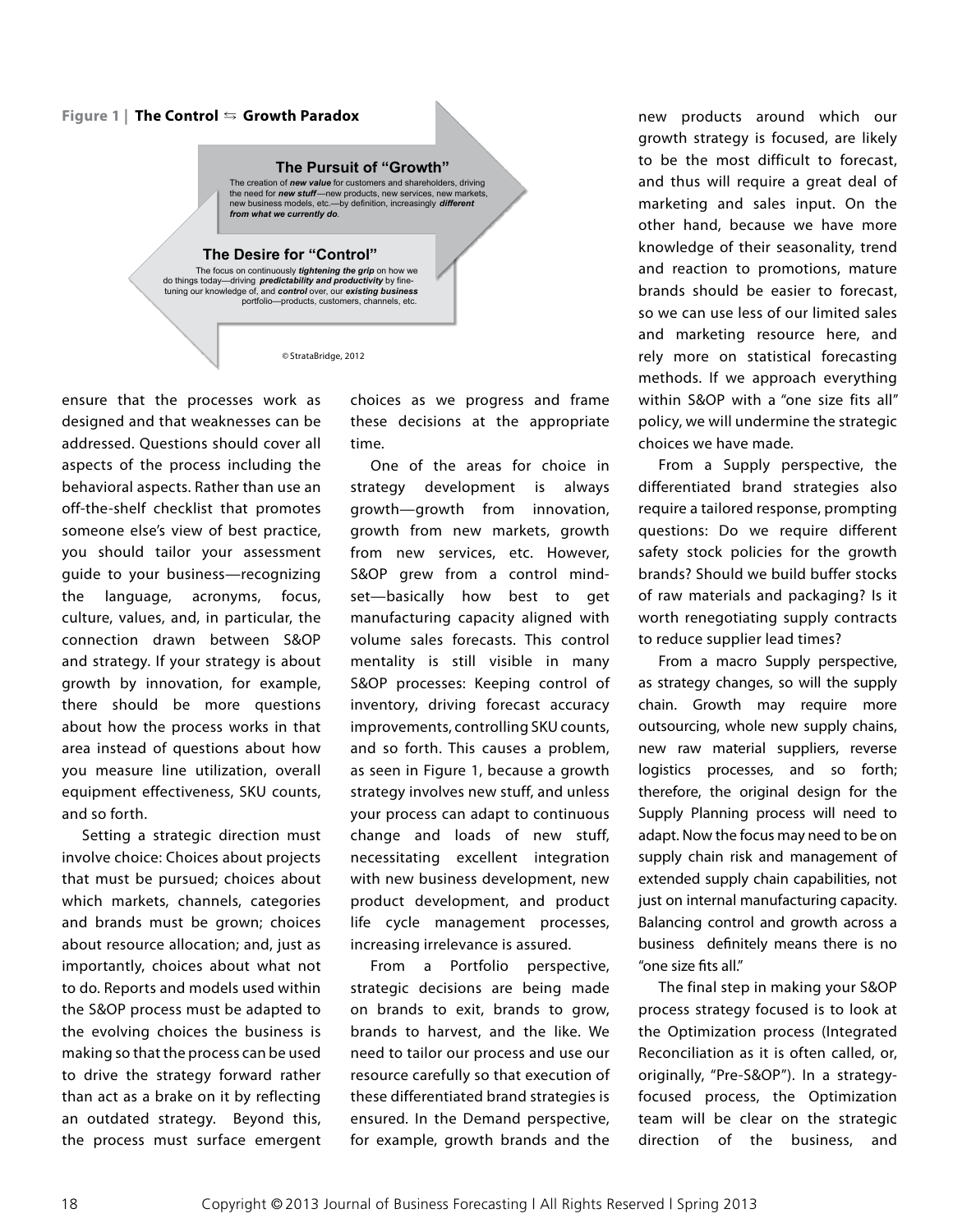**Figure 1 | The Control ⇆ Growth Paradox**

**The Pursuit of "Growth"**

The creation of ***new value*** for customers and shareholders, driving the need for ***new stuff***—new products, new services, new markets, new business models, etc.—by definition, increasingly ***different from what we currently do***.

**The Desire for "Control"**

The focus on continuously ***tightening the grip*** on how we do things today—driving ***predictability and productivity*** by fine-tuning our knowledge of, and ***control*** over, our ***existing business*** portfolio—products, customers, channels, etc.

© StrataBridge, 2012

ensure that the processes work as designed and that weaknesses can be addressed. Questions should cover all aspects of the process including the behavioral aspects. Rather than use an off-the-shelf checklist that promotes someone else's view of best practice, you should tailor your assessment guide to your business—recognizing the language, acronyms, focus, culture, values, and, in particular, the connection drawn between S&OP and strategy. If your strategy is about growth by innovation, for example, there should be more questions about how the process works in that area instead of questions about how you measure line utilization, overall equipment effectiveness, SKU counts, and so forth.

Setting a strategic direction must involve choice: Choices about projects that must be pursued; choices about which markets, channels, categories and brands must be grown; choices about resource allocation; and, just as importantly, choices about what not to do. Reports and models used within the S&OP process must be adapted to the evolving choices the business is making so that the process can be used to drive the strategy forward rather than act as a brake on it by reflecting an outdated strategy. Beyond this, the process must surface emergent choices as we progress and frame these decisions at the appropriate time.

One of the areas for choice in strategy development is always growth—growth from innovation, growth from new markets, growth from new services, etc. However, S&OP grew from a control mindset—basically how best to get manufacturing capacity aligned with volume sales forecasts. This control mentality is still visible in many S&OP processes: Keeping control of inventory, driving forecast accuracy improvements, controlling SKU counts, and so forth. This causes a problem, as seen in Figure 1, because a growth strategy involves new stuff, and unless your process can adapt to continuous change and loads of new stuff, necessitating excellent integration with new business development, new product development, and product life cycle management processes, increasing irrelevance is assured.

From a Portfolio perspective, strategic decisions are being made on brands to exit, brands to grow, brands to harvest, and the like. We need to tailor our process and use our resource carefully so that execution of these differentiated brand strategies is ensured. In the Demand perspective, for example, growth brands and the new products around which our growth strategy is focused, are likely to be the most difficult to forecast, and thus will require a great deal of marketing and sales input. On the other hand, because we have more knowledge of their seasonality, trend and reaction to promotions, mature brands should be easier to forecast, so we can use less of our limited sales and marketing resource here, and rely more on statistical forecasting methods. If we approach everything within S&OP with a "one size fits all" policy, we will undermine the strategic choices we have made.

From a Supply perspective, the differentiated brand strategies also require a tailored response, prompting questions: Do we require different safety stock policies for the growth brands? Should we build buffer stocks of raw materials and packaging? Is it worth renegotiating supply contracts to reduce supplier lead times?

From a macro Supply perspective, as strategy changes, so will the supply chain. Growth may require more outsourcing, whole new supply chains, new raw material suppliers, reverse logistics processes, and so forth; therefore, the original design for the Supply Planning process will need to adapt. Now the focus may need to be on supply chain risk and management of extended supply chain capabilities, not just on internal manufacturing capacity. Balancing control and growth across a business definitely means there is no "one size fits all."

The final step in making your S&OP process strategy focused is to look at the Optimization process (Integrated Reconciliation as it is often called, or, originally, "Pre-S&OP"). In a strategy-focused process, the Optimization team will be clear on the strategic direction of the business, and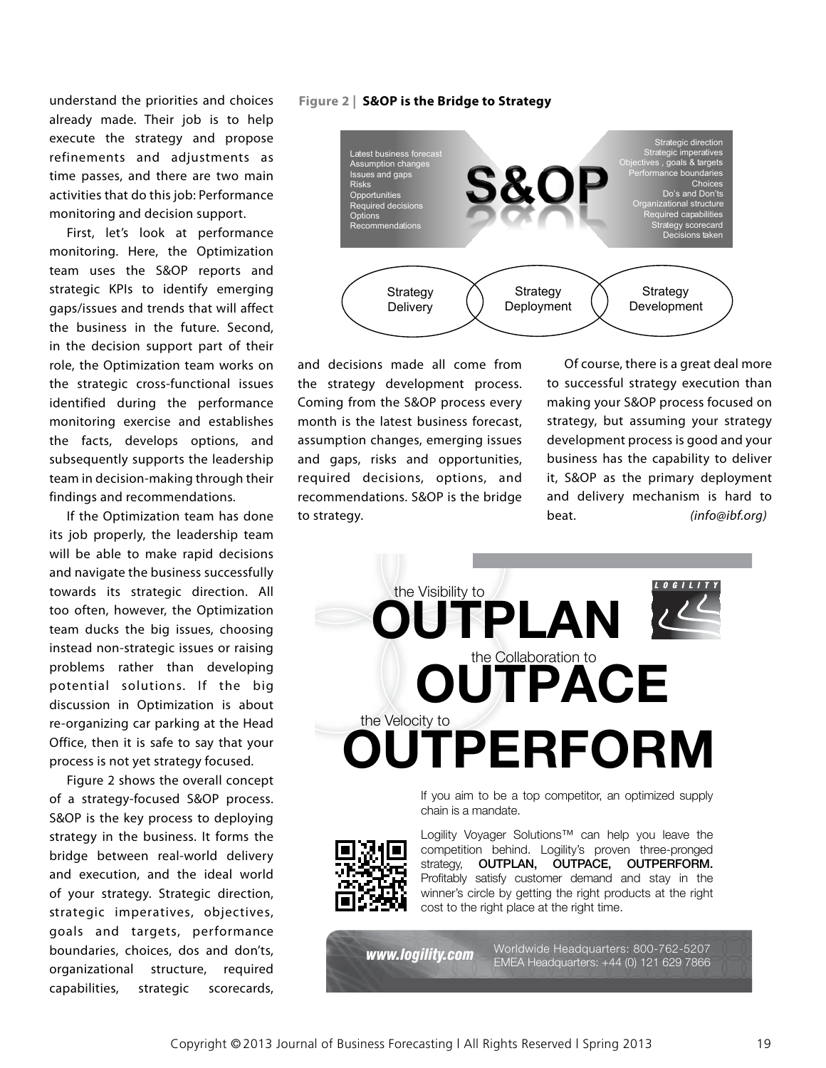understand the priorities and choices already made. Their job is to help execute the strategy and propose refinements and adjustments as time passes, and there are two main activities that do this job: Performance monitoring and decision support.

First, let's look at performance monitoring. Here, the Optimization team uses the S&OP reports and strategic KPIs to identify emerging gaps/issues and trends that will affect the business in the future. Second, in the decision support part of their role, the Optimization team works on the strategic cross-functional issues identified during the performance monitoring exercise and establishes the facts, develops options, and subsequently supports the leadership team in decision-making through their findings and recommendations.

If the Optimization team has done its job properly, the leadership team will be able to make rapid decisions and navigate the business successfully towards its strategic direction. All too often, however, the Optimization team ducks the big issues, choosing instead non-strategic issues or raising problems rather than developing potential solutions. If the big discussion in Optimization is about re-organizing car parking at the Head Office, then it is safe to say that your process is not yet strategy focused.

Figure 2 shows the overall concept of a strategy-focused S&OP process. S&OP is the key process to deploying strategy in the business. It forms the bridge between real-world delivery and execution, and the ideal world of your strategy. Strategic direction, strategic imperatives, objectives, goals and targets, performance boundaries, choices, dos and don'ts, organizational structure, required capabilities, strategic scorecards, and decisions made all come from the strategy development process. Coming from the S&OP process every month is the latest business forecast, assumption changes, emerging issues and gaps, risks and opportunities, required decisions, options, and recommendations. S&OP is the bridge to strategy.

**Figure 2 | S&OP is the Bridge to Strategy**

S&OP

Latest business forecast
Assumption changes
Issues and gaps
Risks
Opportunities
Required decisions
Options
Recommendations

Strategic direction
Strategic imperatives
Objectives , goals & targets
Performance boundaries
Choices
Do's and Don'ts
Organizational structure
Required capabilities
Strategy scorecard
Decisions taken

Strategy Delivery
Strategy Deployment
Strategy Development

Of course, there is a great deal more to successful strategy execution than making your S&OP process focused on strategy, but assuming your strategy development process is good and your business has the capability to deliver it, S&OP as the primary deployment and delivery mechanism is hard to beat. *(info@ibf.org)*

---

LOGILITY

the Visibility to
**OUTPLAN**
the Collaboration to
**OUTPACE**
the Velocity to
**OUTPERFORM**

If you aim to be a top competitor, an optimized supply chain is a mandate.

Logility Voyager Solutions™ can help you leave the competition behind. Logility's proven three-pronged strategy, **OUTPLAN, OUTPACE, OUTPERFORM.** Profitably satisfy customer demand and stay in the winner's circle by getting the right products at the right cost to the right place at the right time.

***www.logility.com***

Worldwide Headquarters: 800-762-5207
EMEA Headquarters: +44 (0) 121 629 7866